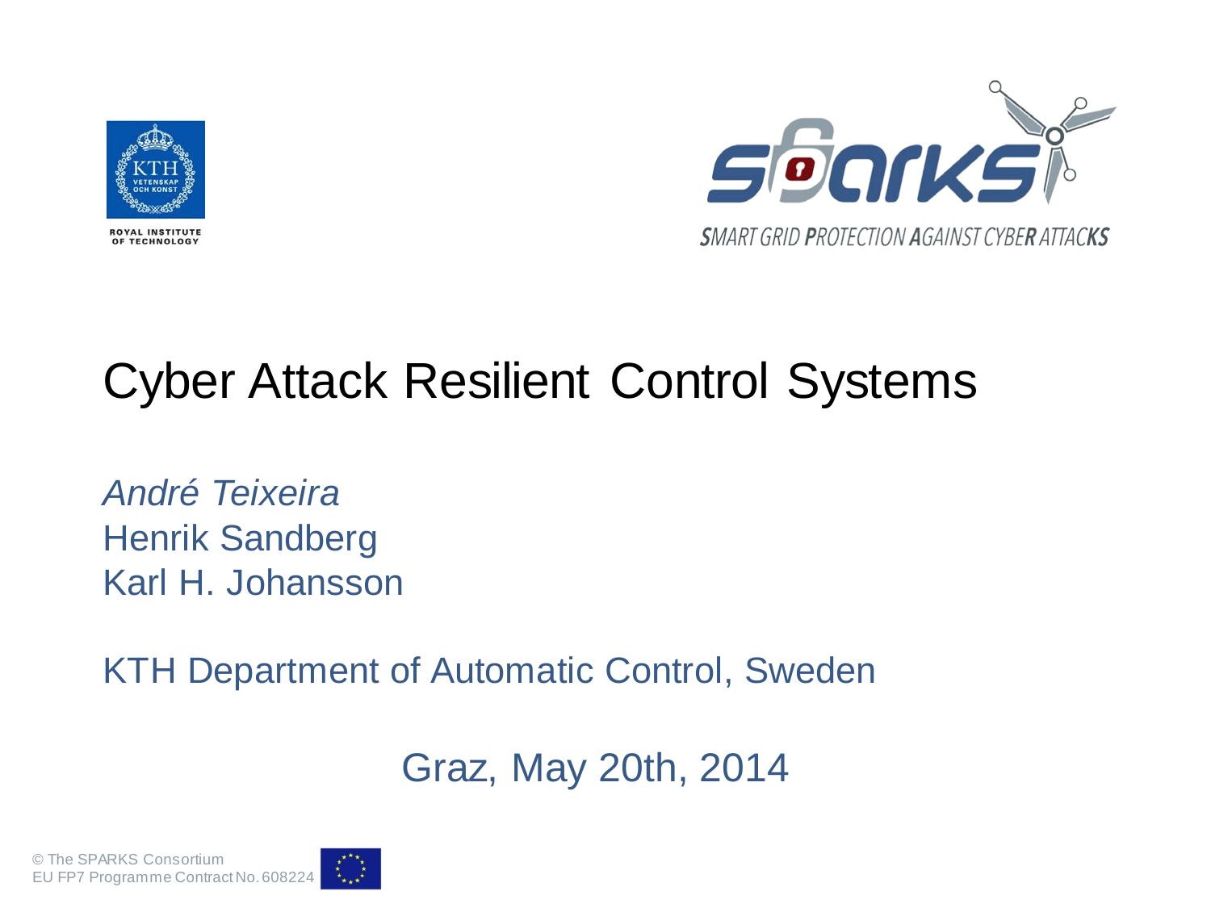ROYAL INSTITUTE OF TECHNOLOGY

SMART GRID PROTECTION AGAINST CYBER ATTACKS

# Cyber Attack Resilient Control Systems

*André Teixeira*
Henrik Sandberg
Karl H. Johansson

KTH Department of Automatic Control, Sweden

Graz, May 20th, 2014

© The SPARKS Consortium
EU FP7 Programme Contract No. 608224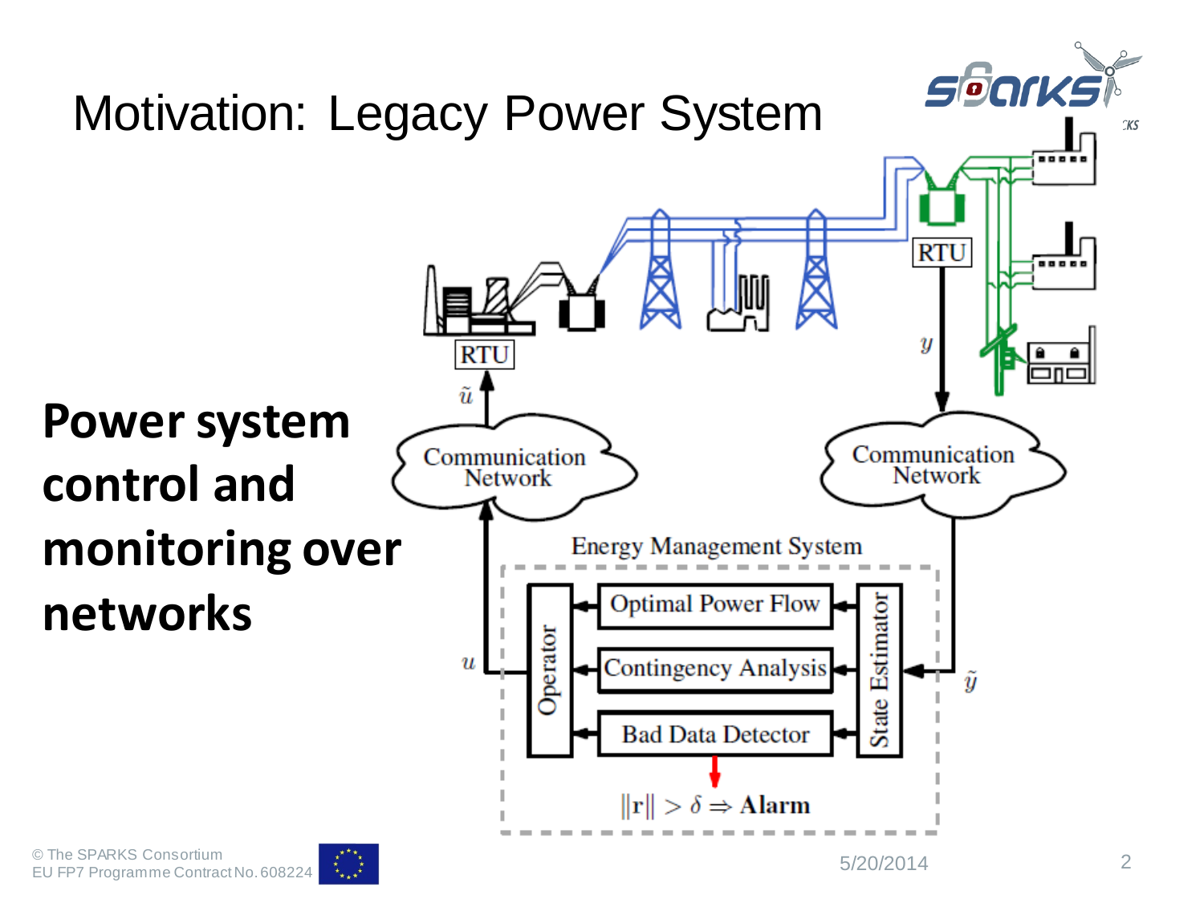# Motivation: Legacy Power System

**Power system control and monitoring over networks**

RTU

$\tilde{u}$

Communication Network

$u$

RTU

$y$

Communication Network

$\tilde{y}$

Energy Management System

Operator

Optimal Power Flow

Contingency Analysis

Bad Data Detector

State Estimator

$\|\mathbf{r}\| > \delta \Rightarrow$ **Alarm**

© The SPARKS Consortium
EU FP7 Programme Contract No. 608224

5/20/2014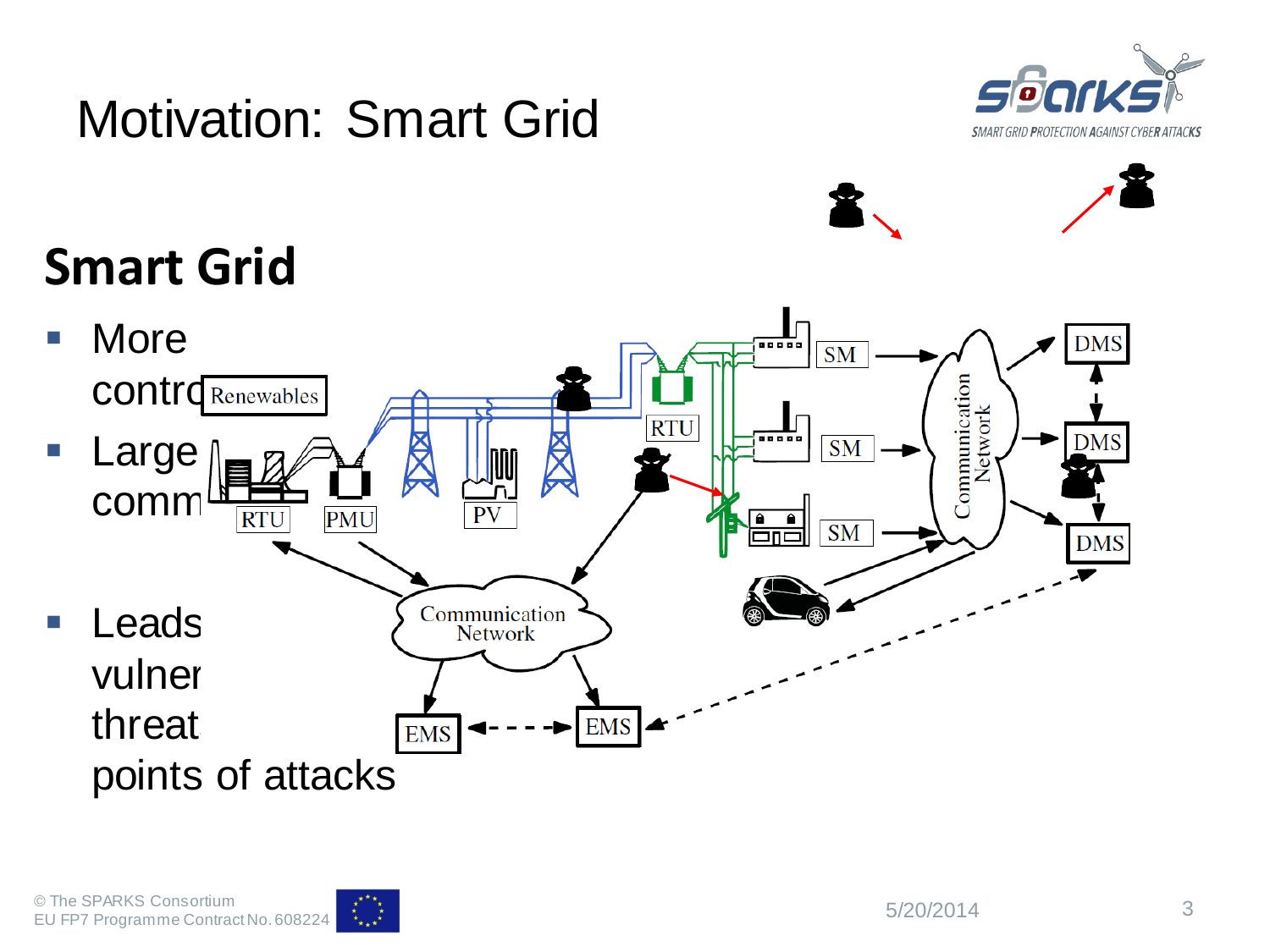# Motivation: Smart Grid

## Smart Grid

- More contro
- Large comm
- Leads vulner threat points of attacks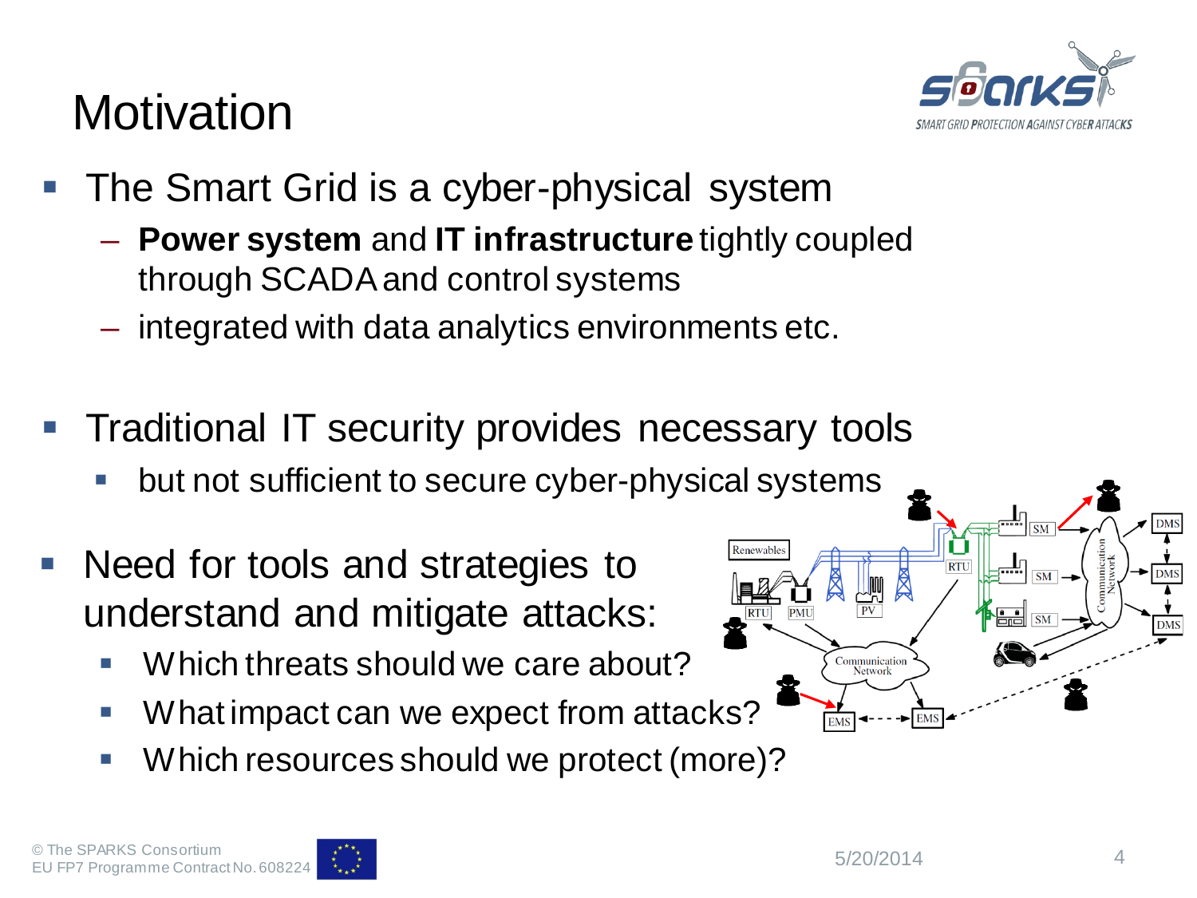# Motivation

- The Smart Grid is a cyber-physical system
  - **Power system** and **IT infrastructure** tightly coupled through SCADA and control systems
  - integrated with data analytics environments etc.

- Traditional IT security provides necessary tools
  - but not sufficient to secure cyber-physical systems

- Need for tools and strategies to understand and mitigate attacks:
  - Which threats should we care about?
  - What impact can we expect from attacks?
  - Which resources should we protect (more)?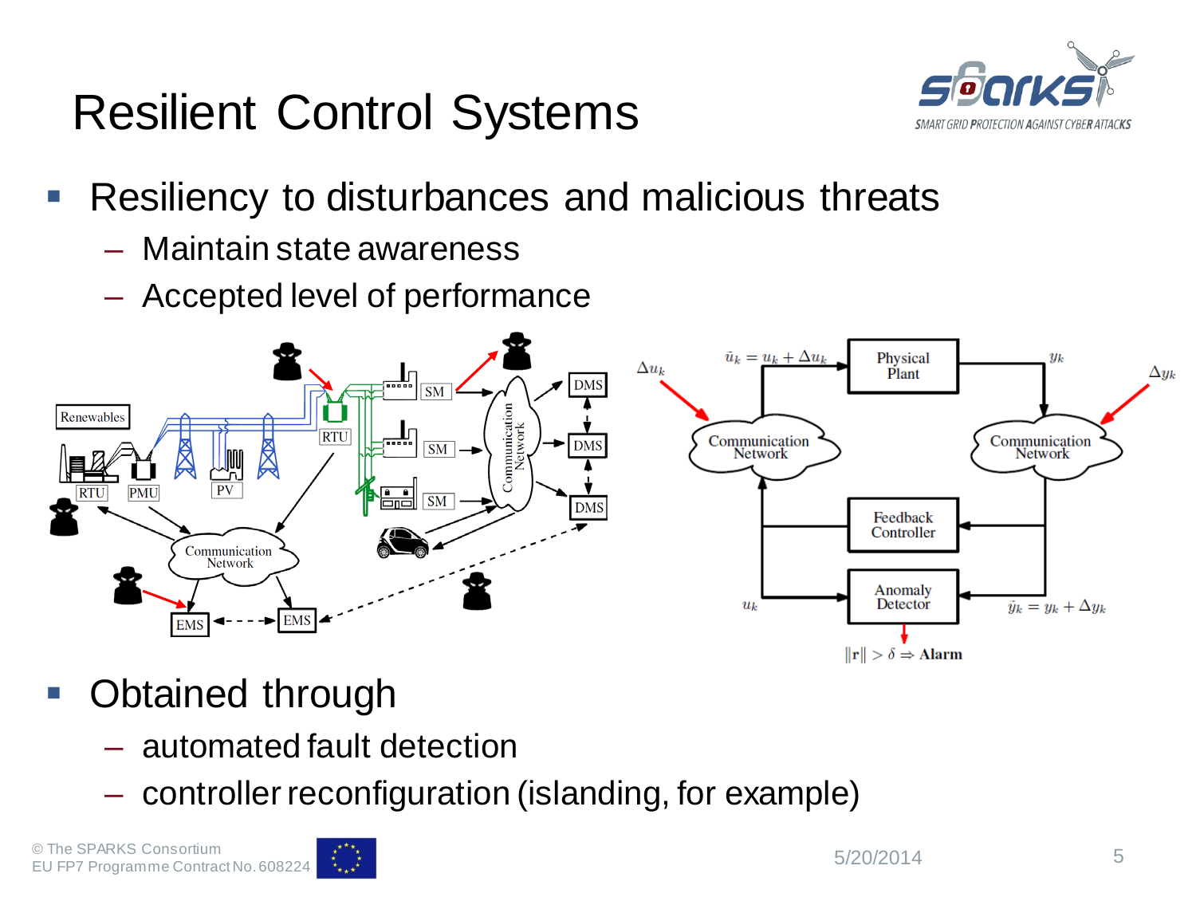# Resilient Control Systems

- Resiliency to disturbances and malicious threats
  - Maintain state awareness
  - Accepted level of performance

- Obtained through
  - automated fault detection
  - controller reconfiguration (islanding, for example)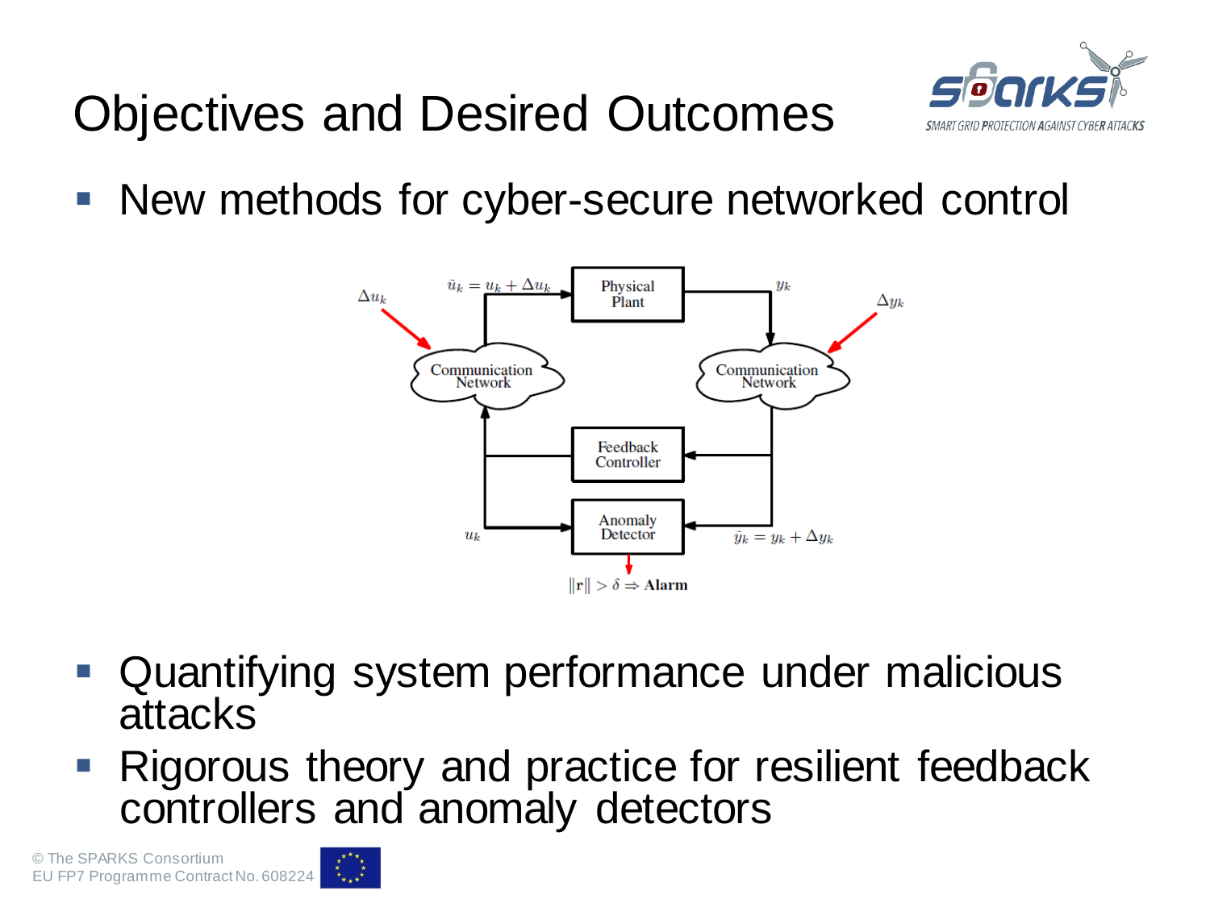# Objectives and Desired Outcomes

- New methods for cyber-secure networked control

- Quantifying system performance under malicious attacks
- Rigorous theory and practice for resilient feedback controllers and anomaly detectors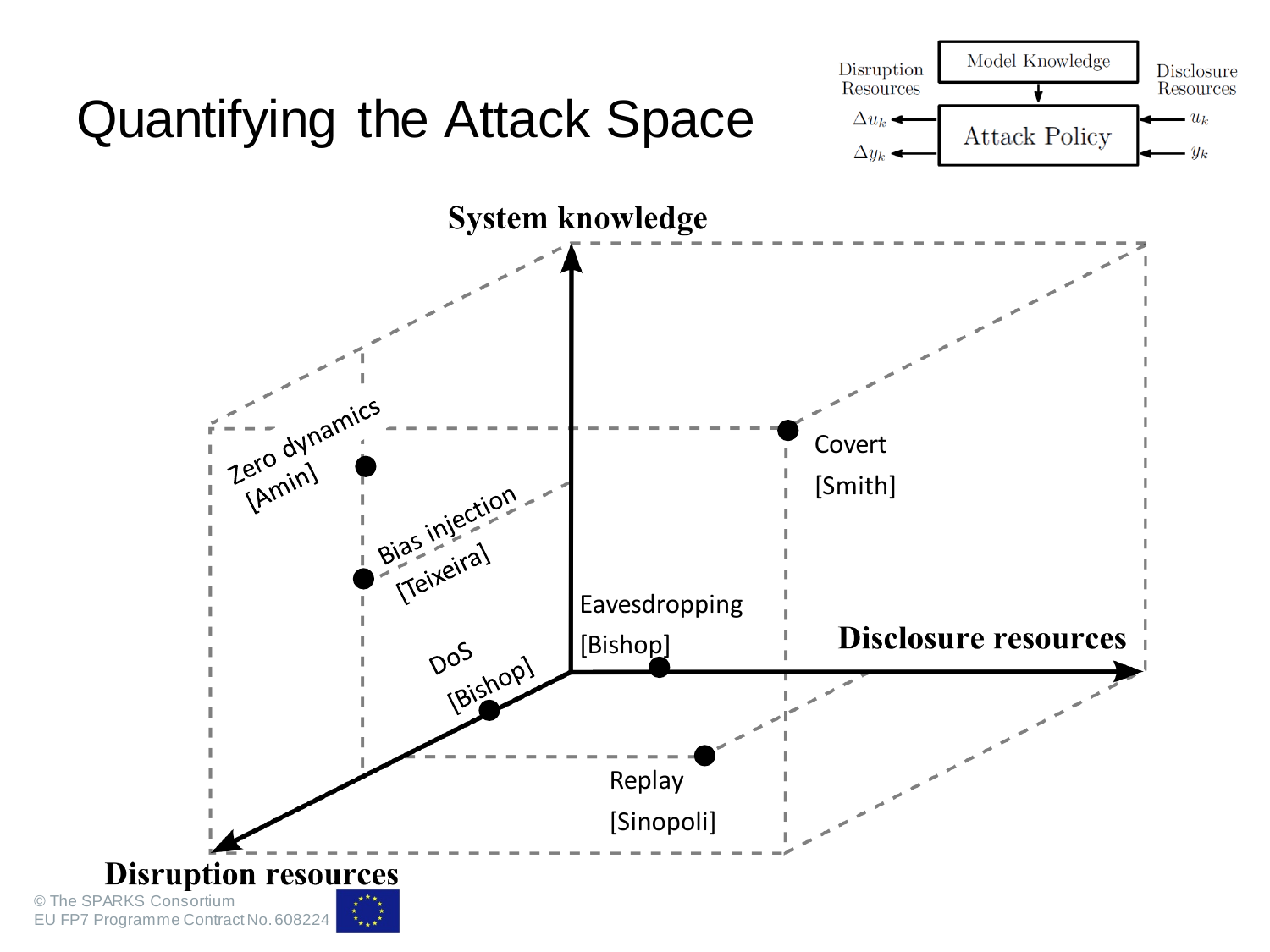# Quantifying the Attack Space

Disruption Resources

Model Knowledge

Disclosure Resources

$\Delta u_k$

$\Delta y_k$

Attack Policy

$u_k$

$y_k$

**System knowledge**

**Disclosure resources**

**Disruption resources**

Zero dynamics [Amin]

Bias injection [Teixeira]

Covert [Smith]

Eavesdropping [Bishop]

DoS [Bishop]

Replay [Sinopoli]

© The SPARKS Consortium
EU FP7 Programme Contract No. 608224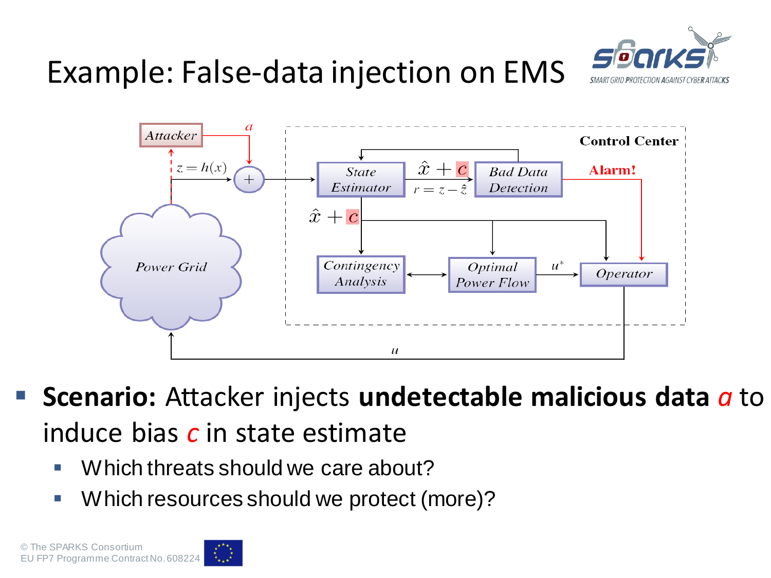# Example: False-data injection on EMS

- **Scenario:** Attacker injects **undetectable malicious data** *a* to induce bias *c* in state estimate
  - Which threats should we care about?
  - Which resources should we protect (more)?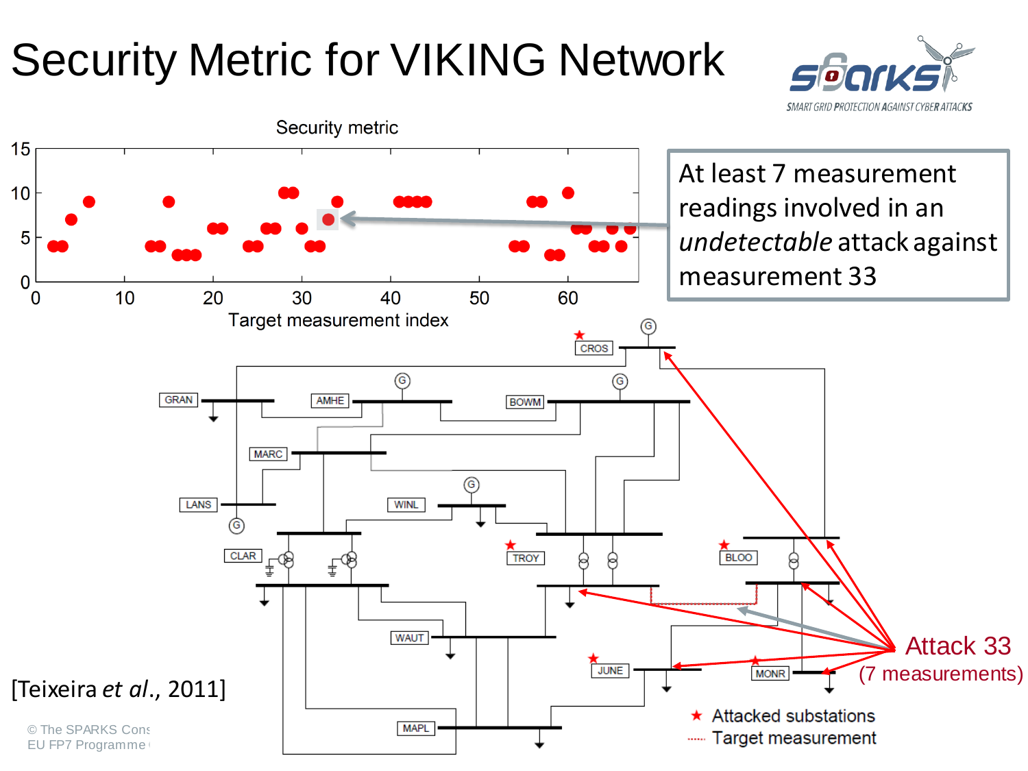# Security Metric for VIKING Network

Security metric

Target measurement index

At least 7 measurement readings involved in an *undetectable* attack against measurement 33

Attack 33 (7 measurements)

★ Attacked substations

······ Target measurement

[Teixeira *et al*., 2011]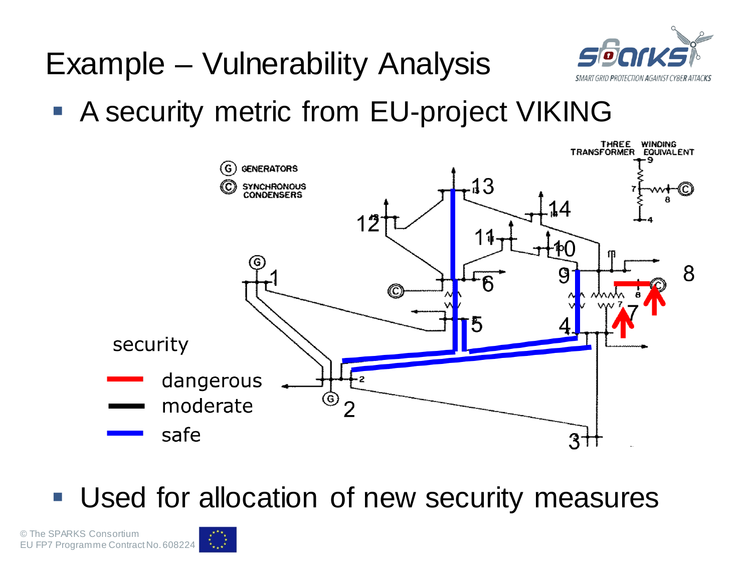# Example – Vulnerability Analysis

- A security metric from EU-project VIKING

security

- dangerous
- moderate
- safe

- Used for allocation of new security measures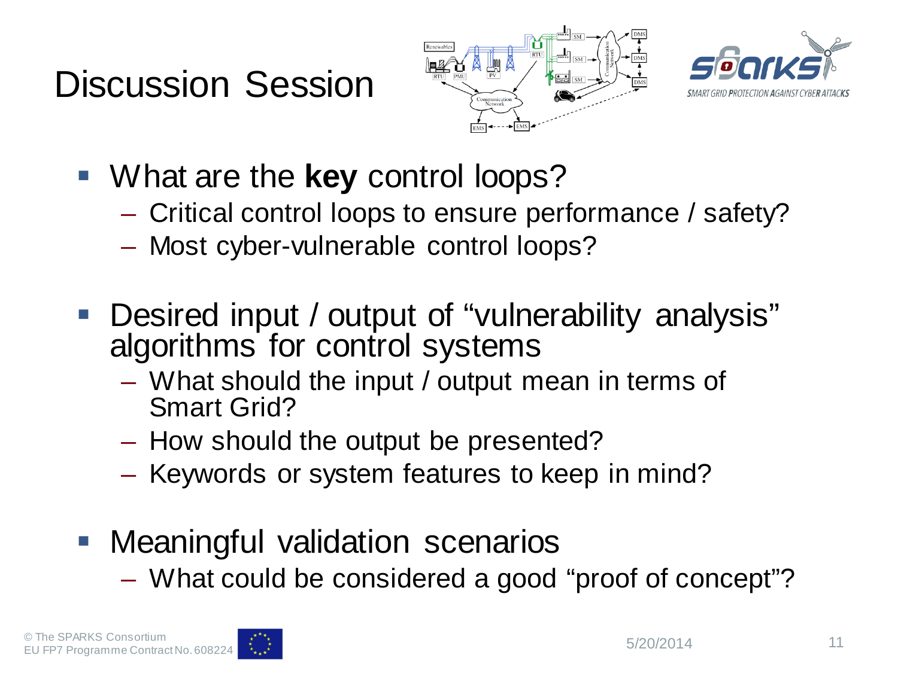# Discussion Session

- What are the **key** control loops?
  - Critical control loops to ensure performance / safety?
  - Most cyber-vulnerable control loops?

- Desired input / output of “vulnerability analysis” algorithms for control systems
  - What should the input / output mean in terms of Smart Grid?
  - How should the output be presented?
  - Keywords or system features to keep in mind?

- Meaningful validation scenarios
  - What could be considered a good “proof of concept”?